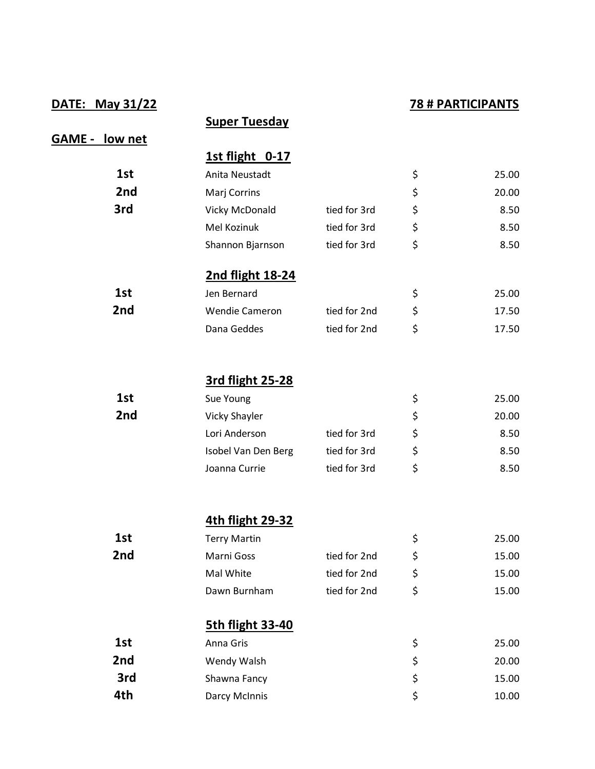**DATE: May 31/22** **78 # PARTICIPANTS**

## Super Tuesday

**GAME - low net**

### 1st flight 0-17

| Place | Name | Note | Prize |
|---|---|---|---|
| 1st | Anita Neustadt | | $ 25.00 |
| 2nd | Marj Corrins | | $ 20.00 |
| 3rd | Vicky McDonald | tied for 3rd | $ 8.50 |
| | Mel Kozinuk | tied for 3rd | $ 8.50 |
| | Shannon Bjarnson | tied for 3rd | $ 8.50 |

### 2nd flight 18-24

| Place | Name | Note | Prize |
|---|---|---|---|
| 1st | Jen Bernard | | $ 25.00 |
| 2nd | Wendie Cameron | tied for 2nd | $ 17.50 |
| | Dana Geddes | tied for 2nd | $ 17.50 |

### 3rd flight 25-28

| Place | Name | Note | Prize |
|---|---|---|---|
| 1st | Sue Young | | $ 25.00 |
| 2nd | Vicky Shayler | | $ 20.00 |
| | Lori Anderson | tied for 3rd | $ 8.50 |
| | Isobel Van Den Berg | tied for 3rd | $ 8.50 |
| | Joanna Currie | tied for 3rd | $ 8.50 |

### 4th flight 29-32

| Place | Name | Note | Prize |
|---|---|---|---|
| 1st | Terry Martin | | $ 25.00 |
| 2nd | Marni Goss | tied for 2nd | $ 15.00 |
| | Mal White | tied for 2nd | $ 15.00 |
| | Dawn Burnham | tied for 2nd | $ 15.00 |

### 5th flight 33-40

| Place | Name | Note | Prize |
|---|---|---|---|
| 1st | Anna Gris | | $ 25.00 |
| 2nd | Wendy Walsh | | $ 20.00 |
| 3rd | Shawna Fancy | | $ 15.00 |
| 4th | Darcy McInnis | | $ 10.00 |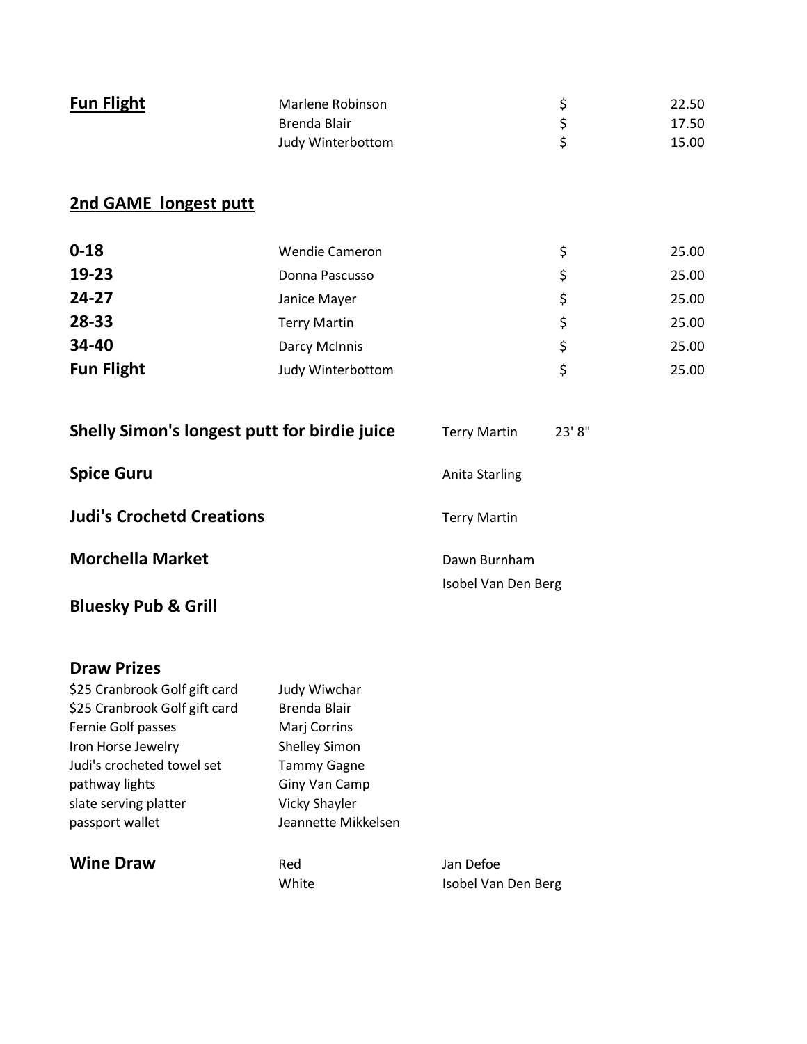| | | | |
|---|---|---|---|
| **Fun Flight** | Marlene Robinson | $ | 22.50 |
| | Brenda Blair | $ | 17.50 |
| | Judy Winterbottom | $ | 15.00 |

## 2nd GAME longest putt

| | | | |
|---|---|---|---|
| **0-18** | Wendie Cameron | $ | 25.00 |
| **19-23** | Donna Pascusso | $ | 25.00 |
| **24-27** | Janice Mayer | $ | 25.00 |
| **28-33** | Terry Martin | $ | 25.00 |
| **34-40** | Darcy McInnis | $ | 25.00 |
| **Fun Flight** | Judy Winterbottom | $ | 25.00 |

| | | |
|---|---|---|
| **Shelly Simon's longest putt for birdie juice** | Terry Martin | 23' 8" |
| **Spice Guru** | Anita Starling | |
| **Judi's Crochetd Creations** | Terry Martin | |
| **Morchella Market** | Dawn Burnham | |
| | Isobel Van Den Berg | |
| **Bluesky Pub & Grill** | | |

### Draw Prizes

| | |
|---|---|
| $25 Cranbrook Golf gift card | Judy Wiwchar |
| $25 Cranbrook Golf gift card | Brenda Blair |
| Fernie Golf passes | Marj Corrins |
| Iron Horse Jewelry | Shelley Simon |
| Judi's crocheted towel set | Tammy Gagne |
| pathway lights | Giny Van Camp |
| slate serving platter | Vicky Shayler |
| passport wallet | Jeannette Mikkelsen |

| | | |
|---|---|---|
| **Wine Draw** | Red | Jan Defoe |
| | White | Isobel Van Den Berg |